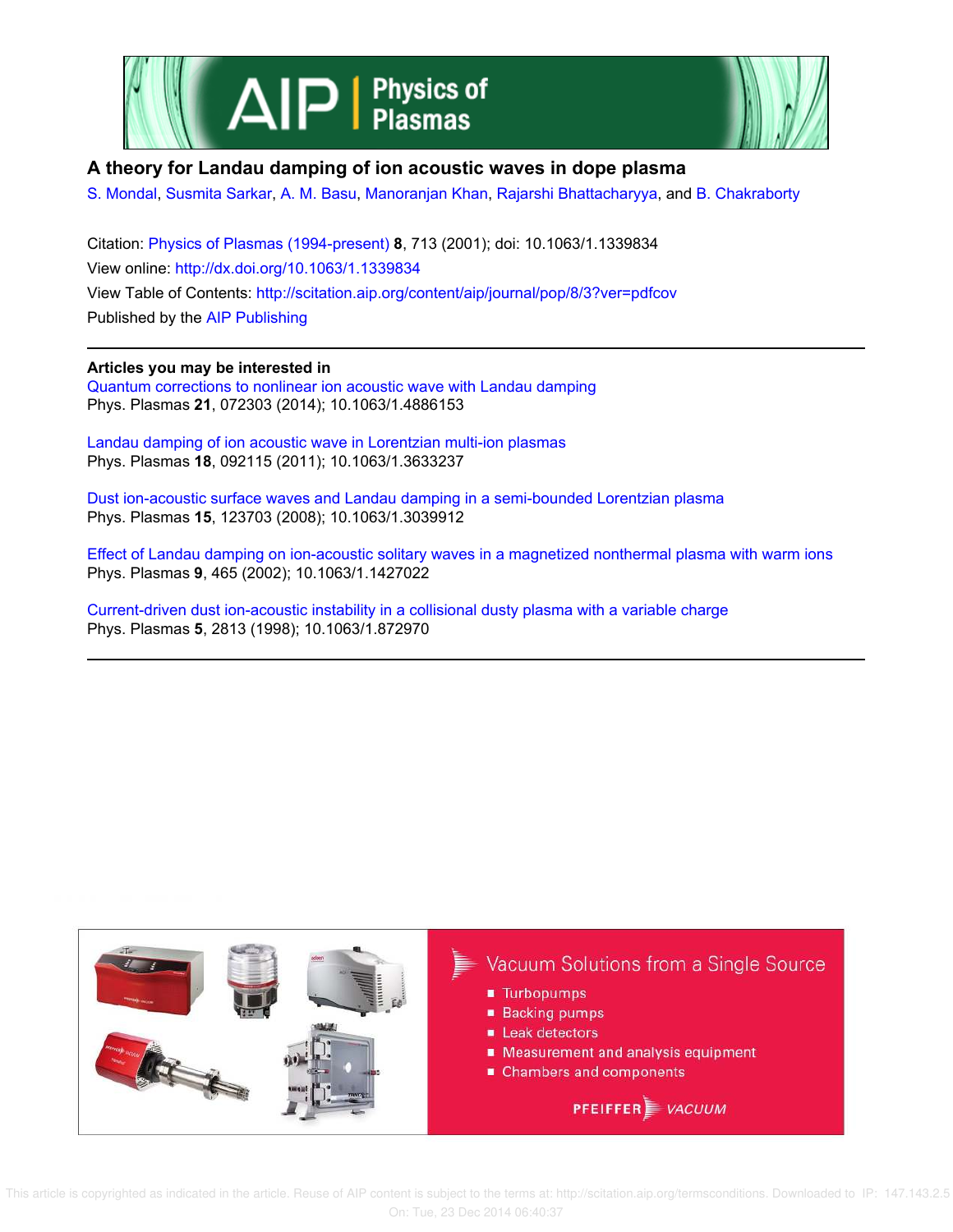# A theory for Landau damping of ion acoustic waves in dope plasma

S. Mondal, Susmita Sarkar, A. M. Basu, Manoranjan Khan, Rajarshi Bhattacharyya, and B. Chakraborty

Citation: Physics of Plasmas (1994-present) **8**, 713 (2001); doi: 10.1063/1.1339834

View online: http://dx.doi.org/10.1063/1.1339834

View Table of Contents: http://scitation.aip.org/content/aip/journal/pop/8/3?ver=pdfcov

Published by the AIP Publishing

**Articles you may be interested in**

Quantum corrections to nonlinear ion acoustic wave with Landau damping
Phys. Plasmas **21**, 072303 (2014); 10.1063/1.4886153

Landau damping of ion acoustic wave in Lorentzian multi-ion plasmas
Phys. Plasmas **18**, 092115 (2011); 10.1063/1.3633237

Dust ion-acoustic surface waves and Landau damping in a semi-bounded Lorentzian plasma
Phys. Plasmas **15**, 123703 (2008); 10.1063/1.3039912

Effect of Landau damping on ion-acoustic solitary waves in a magnetized nonthermal plasma with warm ions
Phys. Plasmas **9**, 465 (2002); 10.1063/1.1427022

Current-driven dust ion-acoustic instability in a collisional dusty plasma with a variable charge
Phys. Plasmas **5**, 2813 (1998); 10.1063/1.872970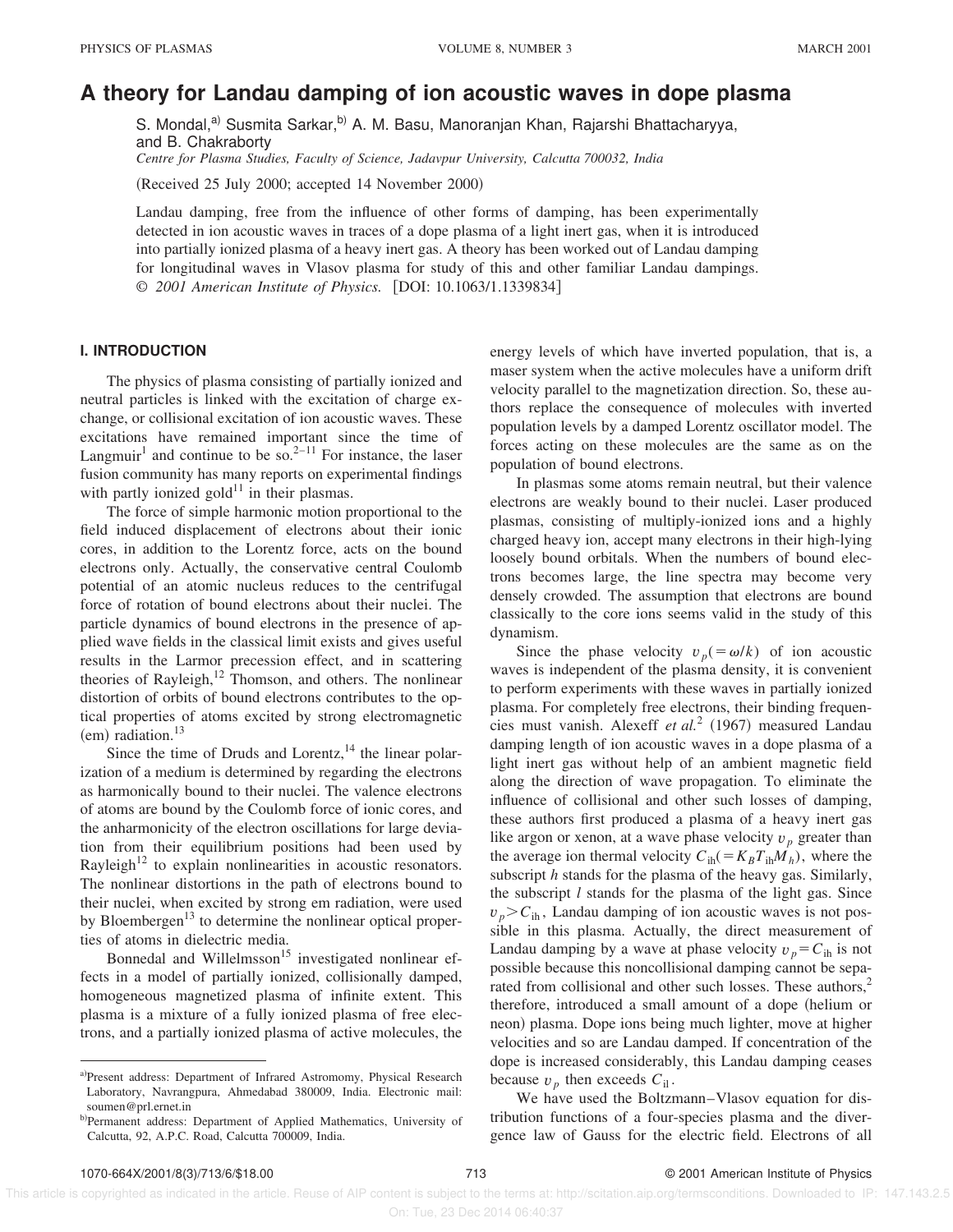# A theory for Landau damping of ion acoustic waves in dope plasma

S. Mondal,[a)] Susmita Sarkar,[b)] A. M. Basu, Manoranjan Khan, Rajarshi Bhattacharyya, and B. Chakraborty

*Centre for Plasma Studies, Faculty of Science, Jadavpur University, Calcutta 700032, India*

(Received 25 July 2000; accepted 14 November 2000)

Landau damping, free from the influence of other forms of damping, has been experimentally detected in ion acoustic waves in traces of a dope plasma of a light inert gas, when it is introduced into partially ionized plasma of a heavy inert gas. A theory has been worked out of Landau damping for longitudinal waves in Vlasov plasma for study of this and other familiar Landau dampings. © *2001 American Institute of Physics.* [DOI: 10.1063/1.1339834]

## I. INTRODUCTION

The physics of plasma consisting of partially ionized and neutral particles is linked with the excitation of charge exchange, or collisional excitation of ion acoustic waves. These excitations have remained important since the time of Langmuir[1] and continue to be so.[2–11] For instance, the laser fusion community has many reports on experimental findings with partly ionized gold[11] in their plasmas.

The force of simple harmonic motion proportional to the field induced displacement of electrons about their ionic cores, in addition to the Lorentz force, acts on the bound electrons only. Actually, the conservative central Coulomb potential of an atomic nucleus reduces to the centrifugal force of rotation of bound electrons about their nuclei. The particle dynamics of bound electrons in the presence of applied wave fields in the classical limit exists and gives useful results in the Larmor precession effect, and in scattering theories of Rayleigh,[12] Thomson, and others. The nonlinear distortion of orbits of bound electrons contributes to the optical properties of atoms excited by strong electromagnetic (em) radiation.[13]

Since the time of Druds and Lorentz,[14] the linear polarization of a medium is determined by regarding the electrons as harmonically bound to their nuclei. The valence electrons of atoms are bound by the Coulomb force of ionic cores, and the anharmonicity of the electron oscillations for large deviation from their equilibrium positions had been used by Rayleigh[12] to explain nonlinearities in acoustic resonators. The nonlinear distortions in the path of electrons bound to their nuclei, when excited by strong em radiation, were used by Bloembergen[13] to determine the nonlinear optical properties of atoms in dielectric media.

Bonnedal and Willelmsson[15] investigated nonlinear effects in a model of partially ionized, collisionally damped, homogeneous magnetized plasma of infinite extent. This plasma is a mixture of a fully ionized plasma of free electrons, and a partially ionized plasma of active molecules, the energy levels of which have inverted population, that is, a maser system when the active molecules have a uniform drift velocity parallel to the magnetization direction. So, these authors replace the consequence of molecules with inverted population levels by a damped Lorentz oscillator model. The forces acting on these molecules are the same as on the population of bound electrons.

In plasmas some atoms remain neutral, but their valence electrons are weakly bound to their nuclei. Laser produced plasmas, consisting of multiply-ionized ions and a highly charged heavy ion, accept many electrons in their high-lying loosely bound orbitals. When the numbers of bound electrons becomes large, the line spectra may become very densely crowded. The assumption that electrons are bound classically to the core ions seems valid in the study of this dynamism.

Since the phase velocity $v_p(=\omega/k)$ of ion acoustic waves is independent of the plasma density, it is convenient to perform experiments with these waves in partially ionized plasma. For completely free electrons, their binding frequencies must vanish. Alexeff *et al.*[2] (1967) measured Landau damping length of ion acoustic waves in a dope plasma of a light inert gas without help of an ambient magnetic field along the direction of wave propagation. To eliminate the influence of collisional and other such losses of damping, these authors first produced a plasma of a heavy inert gas like argon or xenon, at a wave phase velocity $v_p$ greater than the average ion thermal velocity $C_{\mathrm{ih}}(=K_B T_{\mathrm{ih}} M_h)$, where the subscript $h$ stands for the plasma of the heavy gas. Similarly, the subscript $l$ stands for the plasma of the light gas. Since $v_p > C_{\mathrm{ih}}$, Landau damping of ion acoustic waves is not possible in this plasma. Actually, the direct measurement of Landau damping by a wave at phase velocity $v_p = C_{\mathrm{ih}}$ is not possible because this noncollisional damping cannot be separated from collisional and other such losses. These authors,[2] therefore, introduced a small amount of a dope (helium or neon) plasma. Dope ions being much lighter, move at higher velocities and so are Landau damped. If concentration of the dope is increased considerably, this Landau damping ceases because $v_p$ then exceeds $C_{\mathrm{il}}$.

We have used the Boltzmann–Vlasov equation for distribution functions of a four-species plasma and the divergence law of Gauss for the electric field. Electrons of all

---

a)Present address: Department of Infrared Astromomy, Physical Research Laboratory, Navrangpura, Ahmedabad 380009, India. Electronic mail: soumen@prl.ernet.in

b)Permanent address: Department of Applied Mathematics, University of Calcutta, 92, A.P.C. Road, Calcutta 700009, India.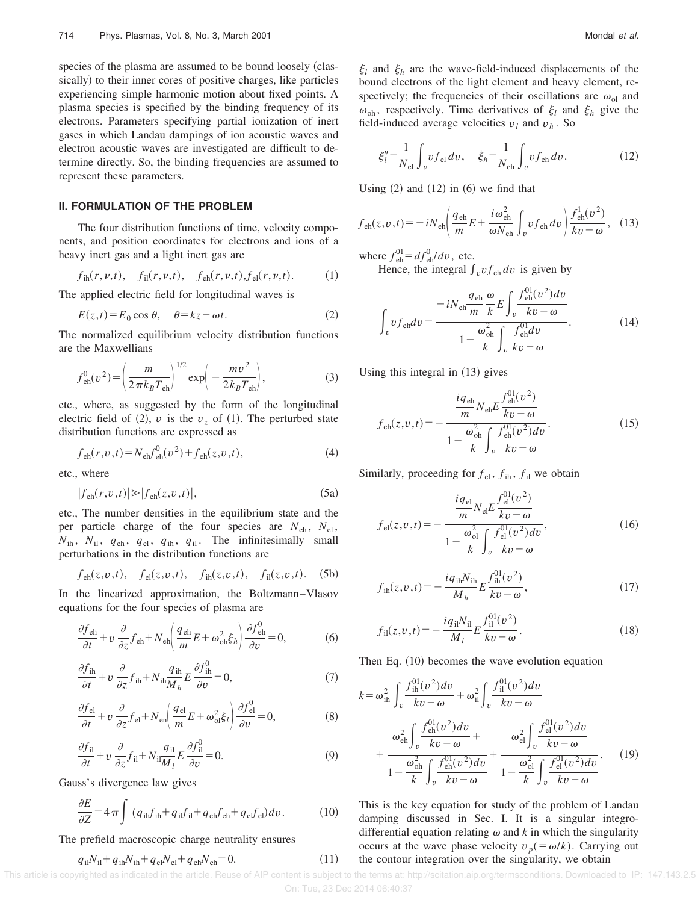species of the plasma are assumed to be bound loosely (classically) to their inner cores of positive charges, like particles experiencing simple harmonic motion about fixed points. A plasma species is specified by the binding frequency of its electrons. Parameters specifying partial ionization of inert gases in which Landau dampings of ion acoustic waves and electron acoustic waves are investigated are difficult to determine directly. So, the binding frequencies are assumed to represent these parameters.

## II. FORMULATION OF THE PROBLEM

The four distribution functions of time, velocity components, and position coordinates for electrons and ions of a heavy inert gas and a light inert gas are

$$f_{\rm ih}(r,\nu,t),\quad f_{\rm il}(r,\nu,t),\quad f_{\rm eh}(r,\nu,t), f_{\rm el}(r,\nu,t). \tag{1}$$

The applied electric field for longitudinal waves is

$$E(z,t)=E_0\cos\theta,\quad \theta=kz-\omega t. \tag{2}$$

The normalized equilibrium velocity distribution functions are the Maxwellians

$$f_{\rm eh}^0(v^2)=\left(\frac{m}{2\pi k_B T_{\rm eh}}\right)^{1/2}\exp\left(-\frac{mv^2}{2k_B T_{\rm eh}}\right), \tag{3}$$

etc., where, as suggested by the form of the longitudinal electric field of (2), $v$ is the $v_z$ of (1). The perturbed state distribution functions are expressed as

$$f_{\rm eh}(r,v,t)=N_{\rm eh}f_{\rm eh}^0(v^2)+f_{\rm eh}(z,v,t), \tag{4}$$

etc., where

$$|f_{\rm eh}(r,v,t)|\gg|f_{\rm eh}(z,v,t)|, \tag{5a}$$

etc., The number densities in the equilibrium state and the per particle charge of the four species are $N_{\rm eh}$, $N_{\rm el}$, $N_{\rm ih}$, $N_{\rm il}$, $q_{\rm eh}$, $q_{\rm el}$, $q_{\rm ih}$, $q_{\rm il}$. The infinitesimally small perturbations in the distribution functions are

$$f_{\rm eh}(z,v,t),\quad f_{\rm el}(z,v,t),\quad f_{\rm ih}(z,v,t),\quad f_{\rm il}(z,v,t). \tag{5b}$$

In the linearized approximation, the Boltzmann–Vlasov equations for the four species of plasma are

$$\frac{\partial f_{\rm eh}}{\partial t}+v\frac{\partial}{\partial z}f_{\rm eh}+N_{\rm eh}\left(\frac{q_{\rm eh}}{m}E+\omega_{\rm oh}^2\xi_h\right)\frac{\partial f_{\rm eh}^0}{\partial v}=0, \tag{6}$$

$$\frac{\partial f_{\rm ih}}{\partial t}+v\frac{\partial}{\partial z}f_{\rm ih}+N_{\rm ih}\frac{q_{\rm ih}}{M_h}E\frac{\partial f_{\rm ih}^0}{\partial v}=0, \tag{7}$$

$$\frac{\partial f_{\rm el}}{\partial t}+v\frac{\partial}{\partial z}f_{\rm el}+N_{\rm en}\left(\frac{q_{\rm el}}{m}E+\omega_{\rm ol}^2\xi_l\right)\frac{\partial f_{\rm el}^0}{\partial v}=0, \tag{8}$$

$$\frac{\partial f_{\rm il}}{\partial t}+v\frac{\partial}{\partial z}f_{\rm il}+N_{\rm il}\frac{q_{\rm il}}{M_l}E\frac{\partial f_{\rm il}^0}{\partial v}=0. \tag{9}$$

Gauss's divergence law gives

$$\frac{\partial E}{\partial Z}=4\pi\int(q_{\rm ih}f_{\rm ih}+q_{\rm il}f_{\rm il}+q_{\rm eh}f_{\rm eh}+q_{\rm el}f_{\rm el})dv. \tag{10}$$

The prefield macroscopic charge neutrality ensures

$$q_{\rm il}N_{\rm il}+q_{\rm ih}N_{\rm ih}+q_{\rm el}N_{\rm el}+q_{\rm eh}N_{\rm eh}=0. \tag{11}$$

$\xi_l$ and $\xi_h$ are the wave-field-induced displacements of the bound electrons of the light element and heavy element, respectively; the frequencies of their oscillations are $\omega_{\rm ol}$ and $\omega_{\rm oh}$, respectively. Time derivatives of $\xi_l$ and $\xi_h$ give the field-induced average velocities $v_l$ and $v_h$. So

$$\xi_l''=\frac{1}{N_{\rm el}}\int_v vf_{\rm el}\,dv,\quad \dot{\xi}_h=\frac{1}{N_{\rm eh}}\int_v vf_{\rm eh}\,dv. \tag{12}$$

Using (2) and (12) in (6) we find that

$$f_{\rm eh}(z,v,t)=-iN_{\rm eh}\left(\frac{q_{\rm eh}}{m}E+\frac{i\omega_{\rm eh}^2}{\omega N_{\rm eh}}\int_v vf_{\rm eh}\,dv\right)\frac{f_{\rm eh}^1(v^2)}{kv-\omega}, \tag{13}$$

where $f_{\rm eh}^{01}=df_{\rm eh}^0/dv$, etc.

Hence, the integral $\int_v vf_{\rm eh}\,dv$ is given by

$$\int_v vf_{\rm eh}dv=\frac{-iN_{\rm eh}\dfrac{q_{\rm eh}}{m}\dfrac{\omega}{k}E\displaystyle\int_v\frac{f_{\rm eh}^{01}(v^2)dv}{kv-\omega}}{1-\dfrac{\omega_{\rm oh}^2}{k}\displaystyle\int_v\frac{f_{\rm eh}^{01}dv}{kv-\omega}}. \tag{14}$$

Using this integral in (13) gives

$$f_{\rm eh}(z,v,t)=-\frac{\dfrac{iq_{\rm eh}}{m}N_{\rm eh}E\dfrac{f_{\rm eh}^{01}(v^2)}{kv-\omega}}{1-\dfrac{\omega_{\rm oh}^2}{k}\displaystyle\int_v\frac{f_{\rm eh}^{01}(v^2)dv}{kv-\omega}}. \tag{15}$$

Similarly, proceeding for $f_{\rm el}$, $f_{\rm ih}$, $f_{\rm il}$ we obtain

$$f_{\rm el}(z,v,t)=-\frac{\dfrac{iq_{\rm el}}{m}N_{\rm el}E\dfrac{f_{\rm el}^{01}(v^2)}{kv-\omega}}{1-\dfrac{\omega_{\rm ol}^2}{k}\displaystyle\int_v\frac{f_{\rm el}^{01}(v^2)dv}{kv-\omega}}, \tag{16}$$

$$f_{\rm ih}(z,v,t)=-\frac{iq_{\rm ih}N_{\rm ih}}{M_h}E\frac{f_{\rm ih}^{01}(v^2)}{kv-\omega}, \tag{17}$$

$$f_{\rm il}(z,v,t)=-\frac{iq_{\rm il}N_{\rm il}}{M_l}E\frac{f_{\rm il}^{01}(v^2)}{kv-\omega}. \tag{18}$$

Then Eq. (10) becomes the wave evolution equation

$$k=\omega_{\rm ih}^2\int_v\frac{f_{\rm ih}^{01}(v^2)dv}{kv-\omega}+\omega_{\rm il}^2\int_v\frac{f_{\rm il}^{01}(v^2)dv}{kv-\omega}+\frac{\omega_{\rm eh}^2\displaystyle\int_v\frac{f_{\rm eh}^{01}(v^2)dv}{kv-\omega}+}{1-\dfrac{\omega_{\rm oh}^2}{k}\displaystyle\int_v\frac{f_{\rm eh}^{01}(v^2)dv}{kv-\omega}}+\frac{\omega_{\rm el}^2\displaystyle\int_v\frac{f_{\rm el}^{01}(v^2)dv}{kv-\omega}}{1-\dfrac{\omega_{\rm ol}^2}{k}\displaystyle\int_v\frac{f_{\rm el}^{01}(v^2)dv}{kv-\omega}}. \tag{19}$$

This is the key equation for study of the problem of Landau damping discussed in Sec. I. It is a singular integro-differential equation relating $\omega$ and $k$ in which the singularity occurs at the wave phase velocity $v_p(=\omega/k)$. Carrying out the contour integration over the singularity, we obtain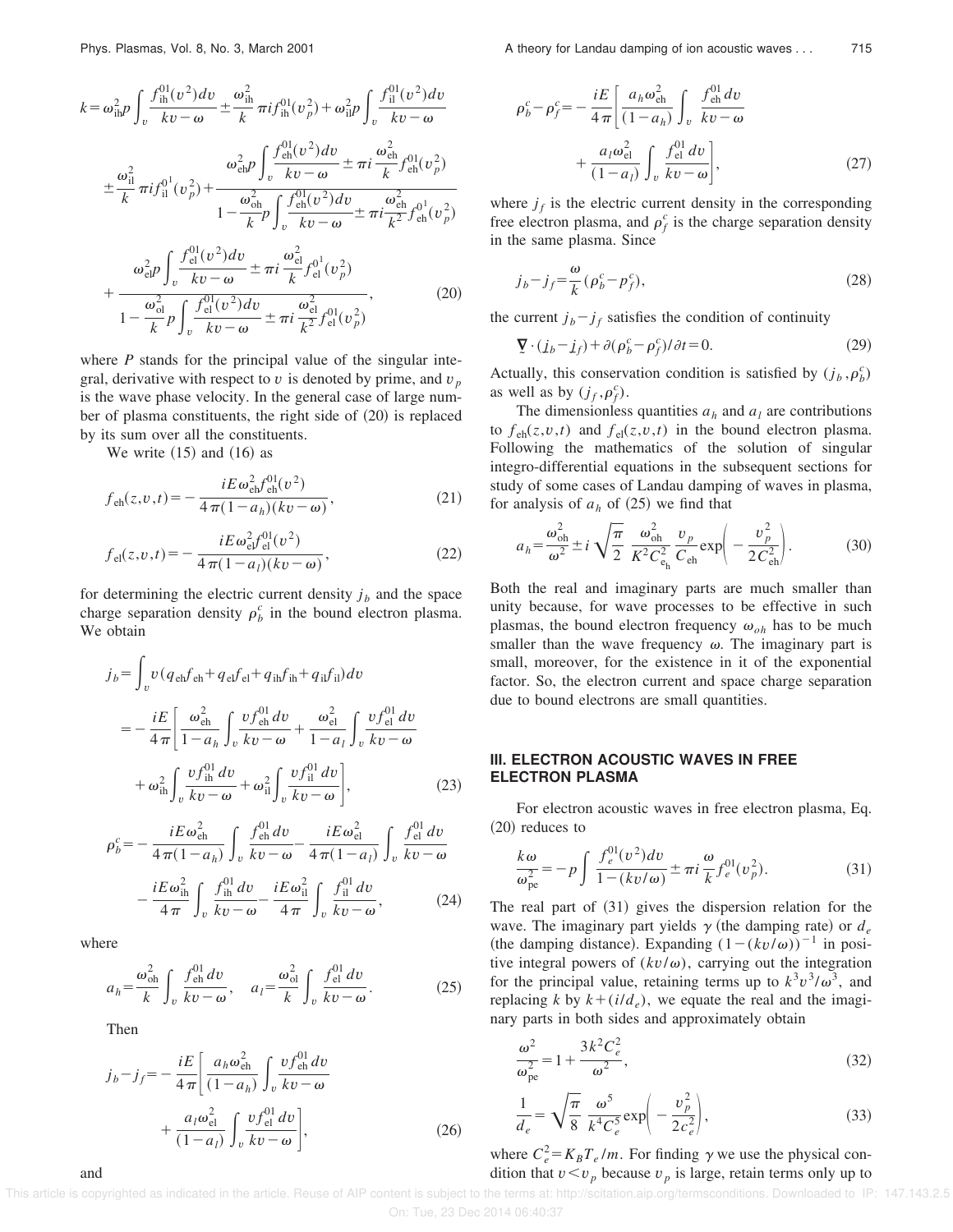$$k = \omega_{\rm ih}^2 p \int_v \frac{f_{\rm ih}^{01}(v^2)dv}{kv-\omega} \pm \frac{\omega_{\rm ih}^2}{k}\pi i f_{\rm ih}^{01}(v_p^2) + \omega_{\rm il}^2 p \int_v \frac{f_{\rm il}^{01}(v^2)dv}{kv-\omega}$$

$$\pm \frac{\omega_{\rm il}^2}{k}\pi i f_{\rm il}^{0^1}(v_p^2) + \frac{\omega_{\rm eh}^2 p \int_v \frac{f_{\rm eh}^{01}(v^2)dv}{kv-\omega} \pm \pi i \frac{\omega_{\rm eh}^2}{k} f_{\rm eh}^{01}(v_p^2)}{1 - \frac{\omega_{\rm oh}^2}{k} p \int_v \frac{f_{\rm eh}^{01}(v^2)dv}{kv-\omega} \pm \pi i \frac{\omega_{\rm eh}^2}{k^2} f_{\rm eh}^{0^1}(v_p^2)}$$

$$+ \frac{\omega_{\rm el}^2 p \int_v \frac{f_{\rm el}^{01}(v^2)dv}{kv-\omega} \pm \pi i \frac{\omega_{\rm el}^2}{k} f_{\rm el}^{0^1}(v_p^2)}{1 - \frac{\omega_{\rm ol}^2}{k} p \int_v \frac{f_{\rm el}^{01}(v^2)dv}{kv-\omega} \pm \pi i \frac{\omega_{\rm el}^2}{k^2} f_{\rm el}^{01}(v_p^2)}, \tag{20}$$

where $P$ stands for the principal value of the singular integral, derivative with respect to $v$ is denoted by prime, and $v_p$ is the wave phase velocity. In the general case of large number of plasma constituents, the right side of (20) is replaced by its sum over all the constituents.

We write (15) and (16) as

$$f_{\rm eh}(z,v,t) = -\frac{iE\omega_{\rm eh}^2 f_{\rm eh}^{01}(v^2)}{4\pi(1-a_h)(kv-\omega)}, \tag{21}$$

$$f_{\rm el}(z,v,t) = -\frac{iE\omega_{\rm el}^2 f_{\rm el}^{01}(v^2)}{4\pi(1-a_l)(kv-\omega)}, \tag{22}$$

for determining the electric current density $j_b$ and the space charge separation density $\rho_b^c$ in the bound electron plasma. We obtain

$$j_b = \int_v v(q_{\rm eh}f_{\rm eh} + q_{\rm el}f_{\rm el} + q_{\rm ih}f_{\rm ih} + q_{\rm il}f_{\rm il})dv$$

$$= -\frac{iE}{4\pi}\left[\frac{\omega_{\rm eh}^2}{1-a_h}\int_v \frac{vf_{\rm eh}^{01}dv}{kv-\omega} + \frac{\omega_{\rm el}^2}{1-a_l}\int_v \frac{vf_{\rm el}^{01}dv}{kv-\omega} + \omega_{\rm ih}^2\int_v \frac{vf_{\rm ih}^{01}dv}{kv-\omega} + \omega_{\rm il}^2\int_v \frac{vf_{\rm il}^{01}dv}{kv-\omega}\right], \tag{23}$$

$$\rho_b^c = -\frac{iE\omega_{\rm eh}^2}{4\pi(1-a_h)}\int_v \frac{f_{\rm eh}^{01}dv}{kv-\omega} - \frac{iE\omega_{\rm el}^2}{4\pi(1-a_l)}\int_v \frac{f_{\rm el}^{01}dv}{kv-\omega} - \frac{iE\omega_{\rm ih}^2}{4\pi}\int_v \frac{f_{\rm ih}^{01}dv}{kv-\omega} - \frac{iE\omega_{\rm il}^2}{4\pi}\int_v \frac{f_{\rm il}^{01}dv}{kv-\omega}, \tag{24}$$

where

$$a_h = \frac{\omega_{\rm oh}^2}{k}\int_v \frac{f_{\rm eh}^{01}dv}{kv-\omega}, \quad a_l = \frac{\omega_{\rm ol}^2}{k}\int_v \frac{f_{\rm el}^{01}dv}{kv-\omega}. \tag{25}$$

Then

$$j_b - j_f = -\frac{iE}{4\pi}\left[\frac{a_h\omega_{\rm eh}^2}{(1-a_h)}\int_v \frac{vf_{\rm eh}^{01}dv}{kv-\omega} + \frac{a_l\omega_{\rm el}^2}{(1-a_l)}\int_v \frac{vf_{\rm el}^{01}dv}{kv-\omega}\right], \tag{26}$$

and

$$\rho_b^c - \rho_f^c = -\frac{iE}{4\pi}\left[\frac{a_h\omega_{\rm eh}^2}{(1-a_h)}\int_v \frac{f_{\rm eh}^{01}dv}{kv-\omega} + \frac{a_l\omega_{\rm el}^2}{(1-a_l)}\int_v \frac{f_{\rm el}^{01}dv}{kv-\omega}\right], \tag{27}$$

where $j_f$ is the electric current density in the corresponding free electron plasma, and $\rho_f^c$ is the charge separation density in the same plasma. Since

$$j_b - j_f = \frac{\omega}{k}(\rho_b^c - p_f^c), \tag{28}$$

the current $j_b - j_f$ satisfies the condition of continuity

$$\underline{\nabla}\cdot(\underline{j}_b - \underline{j}_f) + \partial(\rho_b^c - \rho_f^c)/\partial t = 0. \tag{29}$$

Actually, this conservation condition is satisfied by $(j_b, \rho_b^c)$ as well as by $(j_f, \rho_f^c)$.

The dimensionless quantities $a_h$ and $a_l$ are contributions to $f_{\rm eh}(z,v,t)$ and $f_{\rm el}(z,v,t)$ in the bound electron plasma. Following the mathematics of the solution of singular integro-differential equations in the subsequent sections for study of some cases of Landau damping of waves in plasma, for analysis of $a_h$ of (25) we find that

$$a_h = \frac{\omega_{\rm oh}^2}{\omega^2} \pm i\sqrt{\frac{\pi}{2}}\frac{\omega_{\rm oh}^2}{K^2C_{e_{\rm h}}^2}\frac{v_p}{C_{\rm eh}}\exp\left(-\frac{v_p^2}{2C_{\rm eh}^2}\right). \tag{30}$$

Both the real and imaginary parts are much smaller than unity because, for wave processes to be effective in such plasmas, the bound electron frequency $\omega_{oh}$ has to be much smaller than the wave frequency $\omega$. The imaginary part is small, moreover, for the existence in it of the exponential factor. So, the electron current and space charge separation due to bound electrons are small quantities.

## III. ELECTRON ACOUSTIC WAVES IN FREE ELECTRON PLASMA

For electron acoustic waves in free electron plasma, Eq. (20) reduces to

$$\frac{k\omega}{\omega_{\rm pe}^2} = -p\int \frac{f_e^{01}(v^2)dv}{1-(kv/\omega)} \pm \pi i\frac{\omega}{k}f_e^{01}(v_p^2). \tag{31}$$

The real part of (31) gives the dispersion relation for the wave. The imaginary part yields $\gamma$ (the damping rate) or $d_e$ (the damping distance). Expanding $(1-(kv/\omega))^{-1}$ in positive integral powers of $(kv/\omega)$, carrying out the integration for the principal value, retaining terms up to $k^3v^3/\omega^3$, and replacing $k$ by $k+(i/d_e)$, we equate the real and the imaginary parts in both sides and approximately obtain

$$\frac{\omega^2}{\omega_{\rm pe}^2} = 1 + \frac{3k^2C_e^2}{\omega^2}, \tag{32}$$

$$\frac{1}{d_e} = \sqrt{\frac{\pi}{8}}\frac{\omega^5}{k^4C_e^5}\exp\left(-\frac{v_p^2}{2c_e^2}\right), \tag{33}$$

where $C_e^2 = K_BT_e/m$. For finding $\gamma$ we use the physical condition that $v < v_p$ because $v_p$ is large, retain terms only up to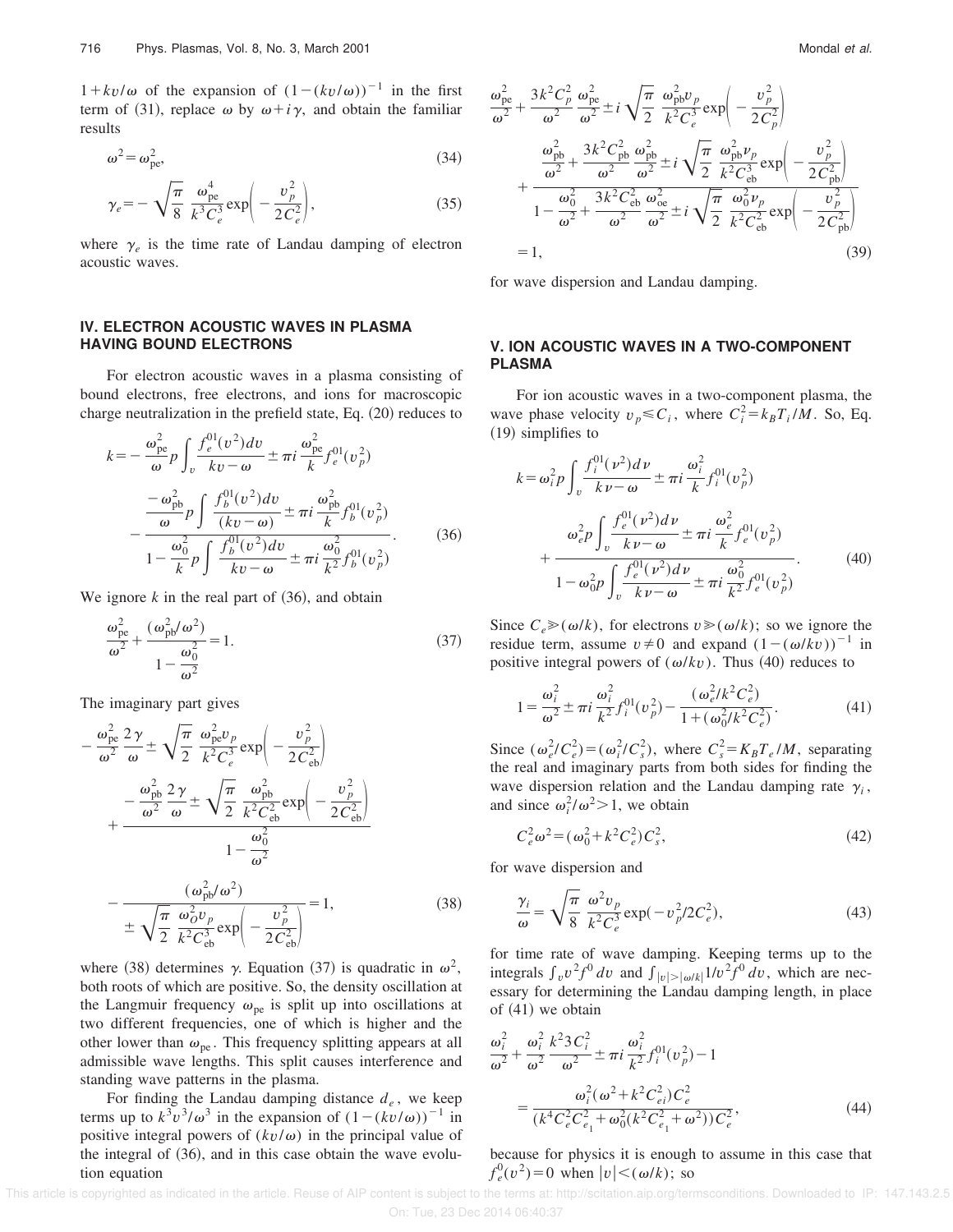$1+kv/\omega$ of the expansion of $(1-(kv/\omega))^{-1}$ in the first term of (31), replace $\omega$ by $\omega+i\gamma$, and obtain the familiar results

$$\omega^2=\omega_{\rm pe}^2, \tag{34}$$

$$\gamma_e=-\sqrt{\frac{\pi}{8}}\,\frac{\omega_{\rm pe}^4}{k^3C_e^3}\exp\left(-\frac{v_p^2}{2C_e^2}\right), \tag{35}$$

where $\gamma_e$ is the time rate of Landau damping of electron acoustic waves.

## IV. ELECTRON ACOUSTIC WAVES IN PLASMA HAVING BOUND ELECTRONS

For electron acoustic waves in a plasma consisting of bound electrons, free electrons, and ions for macroscopic charge neutralization in the prefield state, Eq. (20) reduces to

$$k=-\frac{\omega_{\rm pe}^2}{\omega}p\int_v\frac{f_e^{01}(v^2)dv}{kv-\omega}\pm\pi i\frac{\omega_{\rm pe}^2}{k}f_e^{01}(v_p^2)-\frac{\dfrac{-\omega_{\rm pb}^2}{\omega}p\displaystyle\int\frac{f_b^{01}(v^2)dv}{(kv-\omega)}\pm\pi i\frac{\omega_{\rm pb}^2}{k}f_b^{01}(v_p^2)}{1-\dfrac{\omega_0^2}{k}p\displaystyle\int\frac{f_b^{01}(v^2)dv}{kv-\omega}\pm\pi i\frac{\omega_0^2}{k^2}f_b^{01}(v_p^2)}. \tag{36}$$

We ignore $k$ in the real part of (36), and obtain

$$\frac{\omega_{\rm pe}^2}{\omega^2}+\frac{(\omega_{\rm pb}^2/\omega^2)}{1-\dfrac{\omega_0^2}{\omega^2}}=1. \tag{37}$$

The imaginary part gives

$$-\frac{\omega_{\rm pe}^2}{\omega^2}\frac{2\gamma}{\omega}\pm\sqrt{\frac{\pi}{2}}\frac{\omega_{\rm pe}^2v_p}{k^2C_e^3}\exp\left(-\frac{v_p^2}{2C_{\rm eb}^2}\right)+\frac{-\dfrac{\omega_{\rm pb}^2}{\omega^2}\dfrac{2\gamma}{\omega}\pm\sqrt{\dfrac{\pi}{2}}\dfrac{\omega_{\rm pb}^2}{k^2C_{\rm eb}^2}\exp\left(-\dfrac{v_p^2}{2C_{\rm eb}^2}\right)}{1-\dfrac{\omega_0^2}{\omega^2}}-\frac{(\omega_{\rm pb}^2/\omega^2)}{\pm\sqrt{\dfrac{\pi}{2}}\dfrac{\omega_O^2v_p}{k^2C_{\rm eb}^3}\exp\left(-\dfrac{v_p^2}{2C_{\rm eb}^2}\right)}=1, \tag{38}$$

where (38) determines $\gamma$. Equation (37) is quadratic in $\omega^2$, both roots of which are positive. So, the density oscillation at the Langmuir frequency $\omega_{\rm pe}$ is split up into oscillations at two different frequencies, one of which is higher and the other lower than $\omega_{\rm pe}$. This frequency splitting appears at all admissible wave lengths. This split causes interference and standing wave patterns in the plasma.

For finding the Landau damping distance $d_e$, we keep terms up to $k^3v^3/\omega^3$ in the expansion of $(1-(kv/\omega))^{-1}$ in positive integral powers of $(kv/\omega)$ in the principal value of the integral of (36), and in this case obtain the wave evolution equation

$$\frac{\omega_{\rm pe}^2}{\omega^2}+\frac{3k^2C_p^2}{\omega^2}\frac{\omega_{\rm pe}^2}{\omega^2}\pm i\sqrt{\frac{\pi}{2}}\frac{\omega_{\rm pb}^2v_p}{k^2C_e^3}\exp\left(-\frac{v_p^2}{2C_p^2}\right)+\frac{\dfrac{\omega_{\rm pb}^2}{\omega^2}+\dfrac{3k^2C_{\rm pb}^2}{\omega^2}\dfrac{\omega_{\rm pb}^2}{\omega^2}\pm i\sqrt{\dfrac{\pi}{2}}\dfrac{\omega_{\rm pb}^2\nu_p}{k^2C_{\rm eb}^3}\exp\left(-\dfrac{v_p^2}{2C_{\rm pb}^2}\right)}{1-\dfrac{\omega_0^2}{\omega^2}+\dfrac{3k^2C_{\rm eb}^2}{\omega^2}\dfrac{\omega_{\rm oe}^2}{\omega^2}\pm i\sqrt{\dfrac{\pi}{2}}\dfrac{\omega_0^2\nu_p}{k^2C_{\rm eb}^2}\exp\left(-\dfrac{v_p^2}{2C_{\rm pb}^2}\right)}=1, \tag{39}$$

for wave dispersion and Landau damping.

## V. ION ACOUSTIC WAVES IN A TWO-COMPONENT PLASMA

For ion acoustic waves in a two-component plasma, the wave phase velocity $v_p\leqslant C_i$, where $C_i^2=k_BT_i/M$. So, Eq. (19) simplifies to

$$k=\omega_i^2p\int_v\frac{f_i^{01}(\nu^2)d\nu}{k\nu-\omega}\pm\pi i\frac{\omega_i^2}{k}f_i^{01}(v_p^2)+\frac{\omega_e^2p\displaystyle\int_v\frac{f_e^{01}(\nu^2)d\nu}{k\nu-\omega}\pm\pi i\frac{\omega_e^2}{k}f_e^{01}(v_p^2)}{1-\omega_0^2p\displaystyle\int_v\frac{f_e^{01}(\nu^2)d\nu}{k\nu-\omega}\pm\pi i\frac{\omega_0^2}{k^2}f_e^{01}(v_p^2)}. \tag{40}$$

Since $C_e\gg(\omega/k)$, for electrons $v\gg(\omega/k)$; so we ignore the residue term, assume $v\neq0$ and expand $(1-(\omega/kv))^{-1}$ in positive integral powers of $(\omega/kv)$. Thus (40) reduces to

$$1=\frac{\omega_i^2}{\omega^2}\pm\pi i\frac{\omega_i^2}{k^2}f_i^{01}(v_p^2)-\frac{(\omega_e^2/k^2C_e^2)}{1+(\omega_0^2/k^2C_e^2)}. \tag{41}$$

Since $(\omega_e^2/C_e^2)=(\omega_i^2/C_s^2)$, where $C_s^2=K_BT_e/M$, separating the real and imaginary parts from both sides for finding the wave dispersion relation and the Landau damping rate $\gamma_i$, and since $\omega_i^2/\omega^2>1$, we obtain

$$C_e^2\omega^2=(\omega_0^2+k^2C_e^2)C_s^2, \tag{42}$$

for wave dispersion and

$$\frac{\gamma_i}{\omega}=\sqrt{\frac{\pi}{8}}\frac{\omega^2v_p}{k^2C_e^3}\exp(-v_p^2/2C_e^2), \tag{43}$$

for time rate of wave damping. Keeping terms up to the integrals $\int_v v^2f^0\,dv$ and $\int_{|v|>|\omega/k|}1/v^2f^0\,dv$, which are necessary for determining the Landau damping length, in place of (41) we obtain

$$\frac{\omega_i^2}{\omega^2}+\frac{\omega_i^2}{\omega^2}\frac{k^23C_i^2}{\omega^2}\pm\pi i\frac{\omega_i^2}{k^2}f_i^{01}(v_p^2)-1=\frac{\omega_i^2(\omega^2+k^2C_{ei}^2)C_e^2}{(k^4C_e^2C_{e_1}^2+\omega_0^2(k^2C_{e_1}^2+\omega^2))C_e^2}, \tag{44}$$

because for physics it is enough to assume in this case that $f_e^0(v^2)=0$ when $|v|<(\omega/k)$; so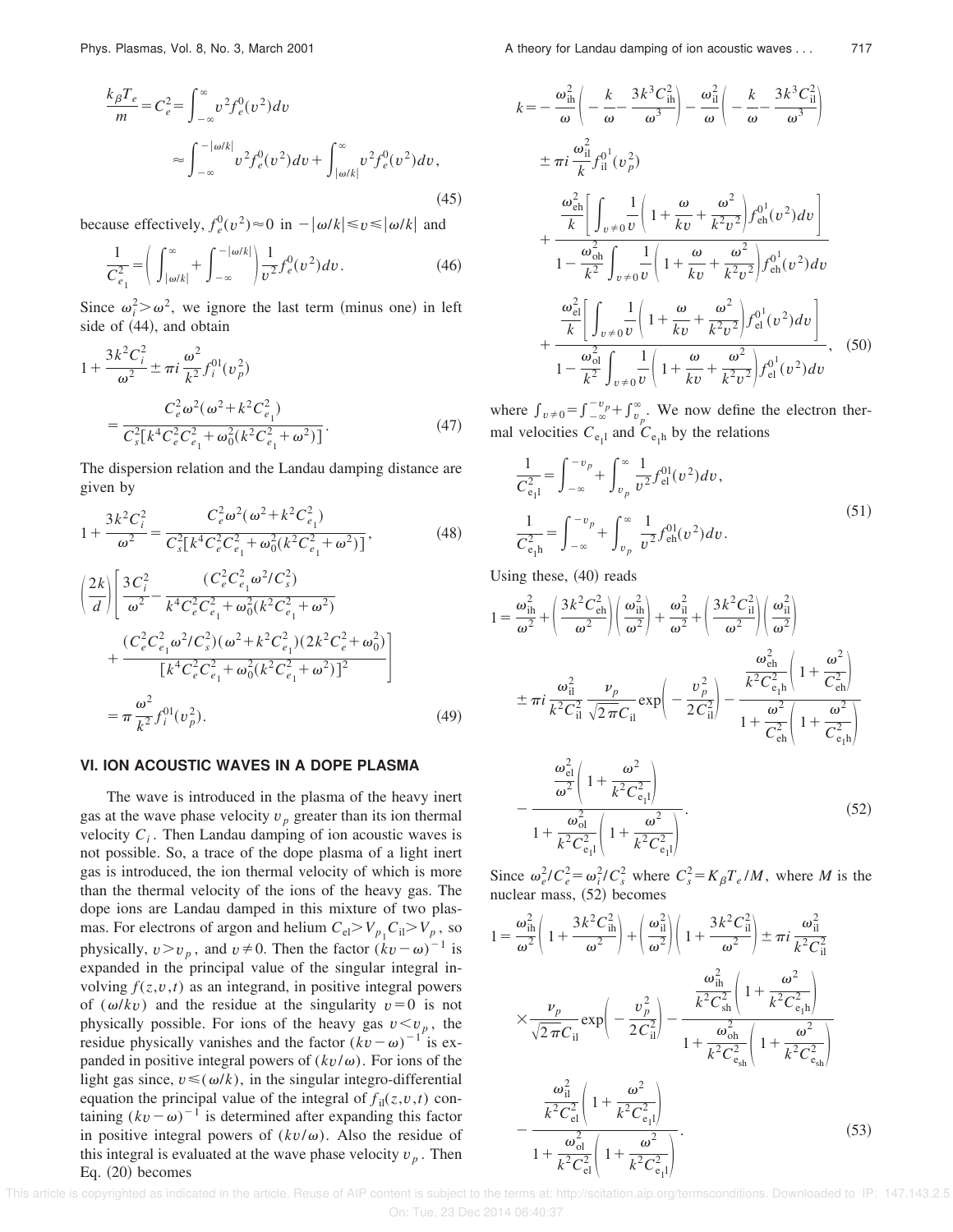$$\frac{k_\beta T_e}{m} = C_e^2 = \int_{-\infty}^{\infty} v^2 f_e^0(v^2) dv$$

$$\approx \int_{-\infty}^{-|\omega/k|} v^2 f_e^0(v^2) dv + \int_{|\omega/k|}^{\infty} v^2 f_e^0(v^2) dv, \tag{45}$$

because effectively, $f_e^0(v^2) \approx 0$ in $-|\omega/k| \leqslant v \leqslant |\omega/k|$ and

$$\frac{1}{C_{e_1}^2} = \left( \int_{|\omega/k|}^{\infty} + \int_{-\infty}^{-|\omega/k|} \right) \frac{1}{v^2} f_e^0(v^2) dv. \tag{46}$$

Since $\omega_i^2 > \omega^2$, we ignore the last term (minus one) in left side of (44), and obtain

$$1 + \frac{3k^2 C_i^2}{\omega^2} \pm \pi i \frac{\omega^2}{k^2} f_i^{01}(v_p^2)$$

$$= \frac{C_e^2 \omega^2 (\omega^2 + k^2 C_{e_1}^2)}{C_s^2 [k^4 C_e^2 C_{e_1}^2 + \omega_0^2 (k^2 C_{e_1}^2 + \omega^2)]}. \tag{47}$$

The dispersion relation and the Landau damping distance are given by

$$1 + \frac{3k^2 C_i^2}{\omega^2} = \frac{C_e^2 \omega^2 (\omega^2 + k^2 C_{e_1}^2)}{C_s^2 [k^4 C_e^2 C_{e_1}^2 + \omega_0^2 (k^2 C_{e_1}^2 + \omega^2)]}, \tag{48}$$

$$\left(\frac{2k}{d}\right) \left[ \frac{3C_i^2}{\omega^2} - \frac{(C_e^2 C_{e_1}^2 \omega^2 / C_s^2)}{k^4 C_e^2 C_{e_1}^2 + \omega_0^2 (k^2 C_{e_1}^2 + \omega^2)} + \frac{(C_e^2 C_{e_1}^2 \omega^2 / C_s^2)(\omega^2 + k^2 C_{e_1}^2)(2k^2 C_e^2 + \omega_0^2)}{[k^4 C_e^2 C_{e_1}^2 + \omega_0^2 (k^2 C_{e_1}^2 + \omega^2)]^2} \right]$$

$$= \pi \frac{\omega^2}{k^2} f_i^{01}(v_p^2). \tag{49}$$

## VI. ION ACOUSTIC WAVES IN A DOPE PLASMA

The wave is introduced in the plasma of the heavy inert gas at the wave phase velocity $v_p$ greater than its ion thermal velocity $C_i$. Then Landau damping of ion acoustic waves is not possible. So, a trace of the dope plasma of a light inert gas is introduced, the ion thermal velocity of which is more than the thermal velocity of the ions of the heavy gas. The dope ions are Landau damped in this mixture of two plasmas. For electrons of argon and helium $C_{\mathrm{el}} > V_{p_1} C_{\mathrm{il}} > V_p$, so physically, $v > v_p$, and $v \neq 0$. Then the factor $(kv - \omega)^{-1}$ is expanded in the principal value of the singular integral involving $f(z,v,t)$ as an integrand, in positive integral powers of $(\omega/kv)$ and the residue at the singularity $v=0$ is not physically possible. For ions of the heavy gas $v < v_p$, the residue physically vanishes and the factor $(kv - \omega)^{-1}$ is expanded in positive integral powers of $(kv/\omega)$. For ions of the light gas since, $v \leqslant (\omega/k)$, in the singular integro-differential equation the principal value of the integral of $f_{\mathrm{il}}(z,v,t)$ containing $(kv - \omega)^{-1}$ is determined after expanding this factor in positive integral powers of $(kv/\omega)$. Also the residue of this integral is evaluated at the wave phase velocity $v_p$. Then Eq. (20) becomes

$$k = -\frac{\omega_{\mathrm{ih}}^2}{\omega} \left( -\frac{k}{\omega} - \frac{3k^3 C_{\mathrm{ih}}^2}{\omega^3} \right) - \frac{\omega_{\mathrm{il}}^2}{\omega} \left( -\frac{k}{\omega} - \frac{3k^3 C_{\mathrm{il}}^2}{\omega^3} \right)$$

$$\pm \pi i \frac{\omega_{\mathrm{il}}^2}{k} f_{\mathrm{il}}^{0^1}(v_p^2)$$

$$+ \frac{\frac{\omega_{\mathrm{eh}}^2}{k} \left[ \int_{v \neq 0} \frac{1}{v} \left( 1 + \frac{\omega}{kv} + \frac{\omega^2}{k^2 v^2} \right) f_{\mathrm{eh}}^{0^1}(v^2) dv \right]}{1 - \frac{\omega_{\mathrm{oh}}^2}{k^2} \int_{v \neq 0} \frac{1}{v} \left( 1 + \frac{\omega}{kv} + \frac{\omega^2}{k^2 v^2} \right) f_{\mathrm{eh}}^{0^1}(v^2) dv}$$

$$+ \frac{\frac{\omega_{\mathrm{el}}^2}{k} \left[ \int_{v \neq 0} \frac{1}{v} \left( 1 + \frac{\omega}{kv} + \frac{\omega^2}{k^2 v^2} \right) f_{\mathrm{el}}^{0^1}(v^2) dv \right]}{1 - \frac{\omega_{\mathrm{ol}}^2}{k^2} \int_{v \neq 0} \frac{1}{v} \left( 1 + \frac{\omega}{kv} + \frac{\omega^2}{k^2 v^2} \right) f_{\mathrm{el}}^{0^1}(v^2) dv}, \tag{50}$$

where $\int_{v \neq 0} = \int_{-\infty}^{-v_p} + \int_{v_p}^{\infty}$. We now define the electron thermal velocities $C_{\mathrm{e_1 l}}$ and $C_{\mathrm{e_1 h}}$ by the relations

$$\frac{1}{C_{\mathrm{e_1 l}}^2} = \int_{-\infty}^{-v_p} + \int_{v_p}^{\infty} \frac{1}{v^2} f_{\mathrm{el}}^{01}(v^2) dv,$$

$$\frac{1}{C_{\mathrm{e_1 h}}^2} = \int_{-\infty}^{-v_p} + \int_{v_p}^{\infty} \frac{1}{v^2} f_{\mathrm{eh}}^{01}(v^2) dv. \tag{51}$$

Using these, (40) reads

$$1 = \frac{\omega_{\mathrm{ih}}^2}{\omega^2} + \left( \frac{3k^2 C_{\mathrm{eh}}^2}{\omega^2} \right) \left( \frac{\omega_{\mathrm{ih}}^2}{\omega^2} \right) + \frac{\omega_{\mathrm{il}}^2}{\omega^2} + \left( \frac{3k^2 C_{\mathrm{il}}^2}{\omega^2} \right) \left( \frac{\omega_{\mathrm{il}}^2}{\omega^2} \right)$$

$$\pm \pi i \frac{\omega_{\mathrm{il}}^2}{k^2 C_{\mathrm{il}}^2} \frac{v_p}{\sqrt{2\pi} C_{\mathrm{il}}} \exp\left( -\frac{v_p^2}{2C_{\mathrm{il}}^2} \right) - \frac{\frac{\omega_{\mathrm{eh}}^2}{k^2 C_{\mathrm{e_1 h}}^2} \left( 1 + \frac{\omega^2}{C_{\mathrm{eh}}^2} \right)}{1 + \frac{\omega^2}{C_{\mathrm{eh}}^2} \left( 1 + \frac{\omega^2}{C_{\mathrm{e_1 h}}^2} \right)}$$

$$- \frac{\frac{\omega_{\mathrm{el}}^2}{\omega^2} \left( 1 + \frac{\omega^2}{k^2 C_{\mathrm{e_1 l}}^2} \right)}{1 + \frac{\omega_{\mathrm{ol}}^2}{k^2 C_{\mathrm{e_1 l}}^2} \left( 1 + \frac{\omega^2}{k^2 C_{\mathrm{e_1 l}}^2} \right)}. \tag{52}$$

Since $\omega_e^2 / C_e^2 = \omega_i^2 / C_s^2$ where $C_s^2 = K_\beta T_e / M$, where $M$ is the nuclear mass, (52) becomes

$$1 = \frac{\omega_{\mathrm{ih}}^2}{\omega^2} \left( 1 + \frac{3k^2 C_{\mathrm{ih}}^2}{\omega^2} \right) + \left( \frac{\omega_{\mathrm{il}}^2}{\omega^2} \right) \left( 1 + \frac{3k^2 C_{\mathrm{il}}^2}{\omega^2} \right) \pm \pi i \frac{\omega_{\mathrm{il}}^2}{k^2 C_{\mathrm{il}}^2}$$

$$\times \frac{v_p}{\sqrt{2\pi} C_{\mathrm{il}}} \exp\left( -\frac{v_p^2}{2C_{\mathrm{il}}^2} \right) - \frac{\frac{\omega_{\mathrm{ih}}^2}{k^2 C_{\mathrm{sh}}^2} \left( 1 + \frac{\omega^2}{k^2 C_{\mathrm{e_1 h}}^2} \right)}{1 + \frac{\omega_{\mathrm{oh}}^2}{k^2 C_{\mathrm{e_{sh}}}^2} \left( 1 + \frac{\omega^2}{k^2 C_{\mathrm{e_{sh}}}^2} \right)}$$

$$- \frac{\frac{\omega_{\mathrm{il}}^2}{k^2 C_{\mathrm{el}}^2} \left( 1 + \frac{\omega^2}{k^2 C_{\mathrm{e_1 l}}^2} \right)}{1 + \frac{\omega_{\mathrm{ol}}^2}{k^2 C_{\mathrm{el}}^2} \left( 1 + \frac{\omega^2}{k^2 C_{\mathrm{e_1 l}}^2} \right)}. \tag{53}$$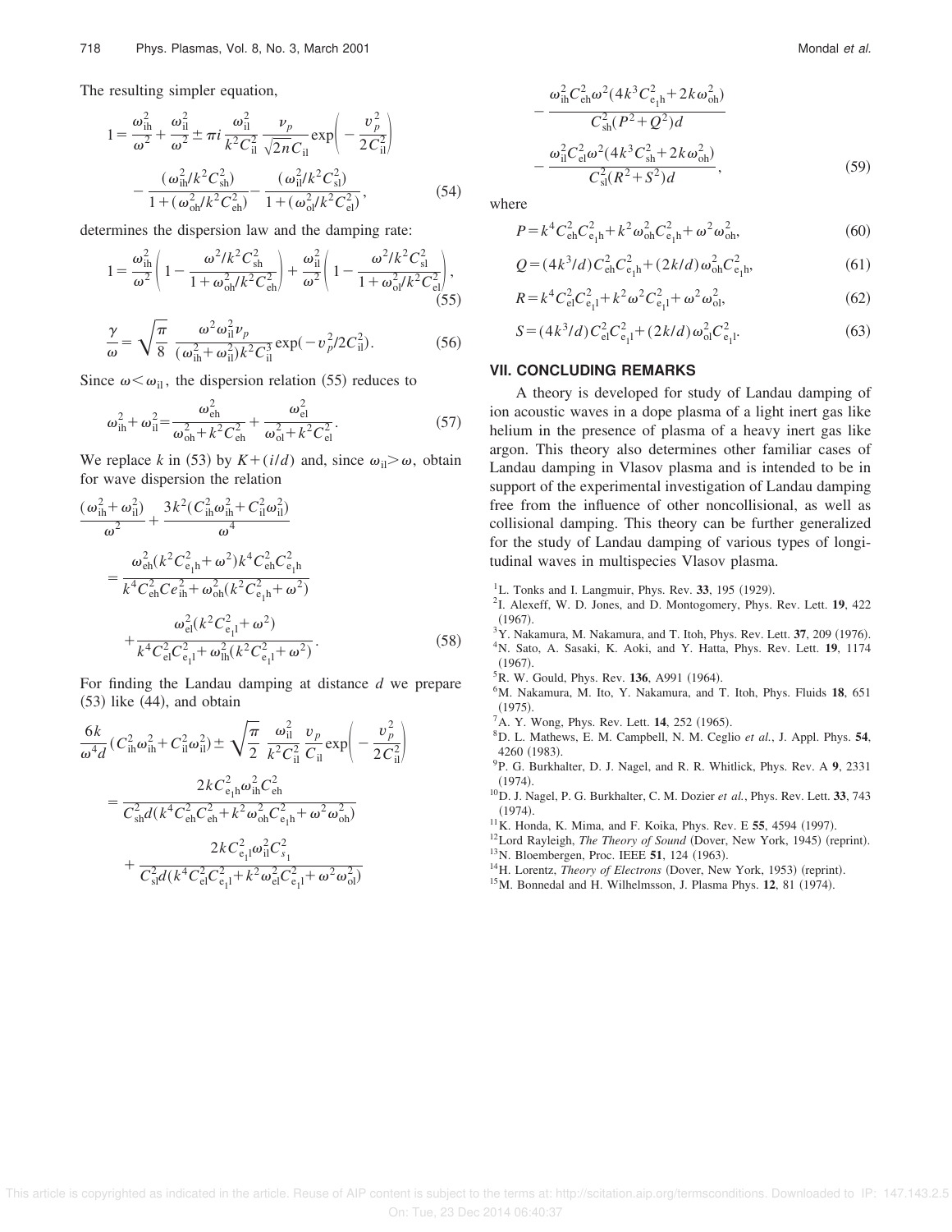The resulting simpler equation,

$$1=\frac{\omega_{\rm ih}^2}{\omega^2}+\frac{\omega_{\rm il}^2}{\omega^2}\pm\pi i\,\frac{\omega_{\rm il}^2}{k^2C_{\rm il}^2}\,\frac{\nu_p}{\sqrt{2n}C_{\rm il}}\exp\left(-\frac{v_p^2}{2C_{\rm il}^2}\right)-\frac{(\omega_{\rm ih}^2/k^2C_{\rm sh}^2)}{1+(\omega_{\rm oh}^2/k^2C_{\rm eh}^2)}-\frac{(\omega_{\rm il}^2/k^2C_{\rm sl}^2)}{1+(\omega_{\rm ol}^2/k^2C_{\rm el}^2)},\tag{54}$$

determines the dispersion law and the damping rate:

$$1=\frac{\omega_{\rm ih}^2}{\omega^2}\left(1-\frac{\omega^2/k^2C_{\rm sh}^2}{1+\omega_{\rm oh}^2/k^2C_{\rm eh}^2}\right)+\frac{\omega_{\rm il}^2}{\omega^2}\left(1-\frac{\omega^2/k^2C_{\rm sl}^2}{1+\omega_{\rm ol}^2/k^2C_{\rm el}^2}\right),\tag{55}$$

$$\frac{\gamma}{\omega}=\sqrt{\frac{\pi}{8}}\;\frac{\omega^2\omega_{\rm il}^2\nu_p}{(\omega_{\rm ih}^2+\omega_{\rm il}^2)k^2C_{\rm il}^3}\exp(-v_p^2/2C_{\rm il}^2).\tag{56}$$

Since $\omega<\omega_{\rm il}$, the dispersion relation (55) reduces to

$$\omega_{\rm ih}^2+\omega_{\rm il}^2=\frac{\omega_{\rm eh}^2}{\omega_{\rm oh}^2+k^2C_{\rm eh}^2}+\frac{\omega_{\rm el}^2}{\omega_{\rm ol}^2+k^2C_{\rm el}^2}.\tag{57}$$

We replace $k$ in (53) by $K+(i/d)$ and, since $\omega_{\rm il}>\omega$, obtain for wave dispersion the relation

$$\frac{(\omega_{\rm ih}^2+\omega_{\rm il}^2)}{\omega^2}+\frac{3k^2(C_{\rm ih}^2\omega_{\rm ih}^2+C_{\rm il}^2\omega_{\rm il}^2)}{\omega^4}=\frac{\omega_{\rm eh}^2(k^2C_{\rm e_1h}^2+\omega^2)k^4C_{\rm eh}^2C_{\rm e_1h}^2}{k^4C_{\rm eh}^2Ce_{\rm ih}^2+\omega_{\rm oh}^2(k^2C_{\rm e_1h}^2+\omega^2)}+\frac{\omega_{\rm el}^2(k^2C_{\rm e_1l}^2+\omega^2)}{k^4C_{\rm el}^2C_{\rm e_1l}^2+\omega_{\rm lh}^2(k^2C_{\rm e_1l}^2+\omega^2)}.\tag{58}$$

For finding the Landau damping at distance $d$ we prepare (53) like (44), and obtain

$$\frac{6k}{\omega^4d}(C_{\rm ih}^2\omega_{\rm ih}^2+C_{\rm il}^2\omega_{\rm il}^2)\pm\sqrt{\frac{\pi}{2}}\;\frac{\omega_{\rm il}^2}{k^2C_{\rm il}^2}\,\frac{v_p}{C_{\rm il}}\exp\left(-\frac{v_p^2}{2C_{\rm il}^2}\right)=\frac{2kC_{\rm e_1h}^2\omega_{\rm ih}^2C_{\rm eh}^2}{C_{\rm sh}^2d(k^4C_{\rm eh}^2C_{\rm eh}^2+k^2\omega_{\rm oh}^2C_{\rm e_1h}^2+\omega^2\omega_{\rm oh}^2)}+\frac{2kC_{\rm e_1l}^2\omega_{\rm il}^2C_{s_1}^2}{C_{\rm sl}^2d(k^4C_{\rm el}^2C_{\rm e_1l}^2+k^2\omega_{\rm el}^2C_{\rm e_1l}^2+\omega^2\omega_{\rm ol}^2)}-\frac{\omega_{\rm ih}^2C_{\rm eh}^2\omega^2(4k^3C_{\rm e_1h}^2+2k\omega_{\rm oh}^2)}{C_{\rm sh}^2(P^2+Q^2)d}-\frac{\omega_{\rm il}^2C_{\rm el}^2\omega^2(4k^3C_{\rm sh}^2+2k\omega_{\rm oh}^2)}{C_{\rm sl}^2(R^2+S^2)d},\tag{59}$$

where

$$P=k^4C_{\rm eh}^2C_{\rm e_1h}^2+k^2\omega_{\rm oh}^2C_{\rm e_1h}^2+\omega^2\omega_{\rm oh}^2,\tag{60}$$

$$Q=(4k^3/d)C_{\rm eh}^2C_{\rm e_1h}^2+(2k/d)\omega_{\rm oh}^2C_{\rm e_1h}^2,\tag{61}$$

$$R=k^4C_{\rm el}^2C_{\rm e_1l}^2+k^2\omega^2C_{\rm e_1l}^2+\omega^2\omega_{\rm ol}^2,\tag{62}$$

$$S=(4k^3/d)C_{\rm el}^2C_{\rm e_1l}^2+(2k/d)\omega_{\rm ol}^2C_{\rm e_1l}^2.\tag{63}$$

## VII. CONCLUDING REMARKS

A theory is developed for study of Landau damping of ion acoustic waves in a dope plasma of a light inert gas like helium in the presence of plasma of a heavy inert gas like argon. This theory also determines other familiar cases of Landau damping in Vlasov plasma and is intended to be in support of the experimental investigation of Landau damping free from the influence of other noncollisional, as well as collisional damping. This theory can be further generalized for the study of Landau damping of various types of longitudinal waves in multispecies Vlasov plasma.

[1] L. Tonks and I. Langmuir, Phys. Rev. **33**, 195 (1929).
[2] I. Alexeff, W. D. Jones, and D. Montogomery, Phys. Rev. Lett. **19**, 422 (1967).
[3] Y. Nakamura, M. Nakamura, and T. Itoh, Phys. Rev. Lett. **37**, 209 (1976).
[4] N. Sato, A. Sasaki, K. Aoki, and Y. Hatta, Phys. Rev. Lett. **19**, 1174 (1967).
[5] R. W. Gould, Phys. Rev. **136**, A991 (1964).
[6] M. Nakamura, M. Ito, Y. Nakamura, and T. Itoh, Phys. Fluids **18**, 651 (1975).
[7] A. Y. Wong, Phys. Rev. Lett. **14**, 252 (1965).
[8] D. L. Mathews, E. M. Campbell, N. M. Ceglio *et al.*, J. Appl. Phys. **54**, 4260 (1983).
[9] P. G. Burkhalter, D. J. Nagel, and R. R. Whitlick, Phys. Rev. A **9**, 2331 (1974).
[10] D. J. Nagel, P. G. Burkhalter, C. M. Dozier *et al.*, Phys. Rev. Lett. **33**, 743 (1974).
[11] K. Honda, K. Mima, and F. Koika, Phys. Rev. E **55**, 4594 (1997).
[12] Lord Rayleigh, *The Theory of Sound* (Dover, New York, 1945) (reprint).
[13] N. Bloembergen, Proc. IEEE **51**, 124 (1963).
[14] H. Lorentz, *Theory of Electrons* (Dover, New York, 1953) (reprint).
[15] M. Bonnedal and H. Wilhelmsson, J. Plasma Phys. **12**, 81 (1974).